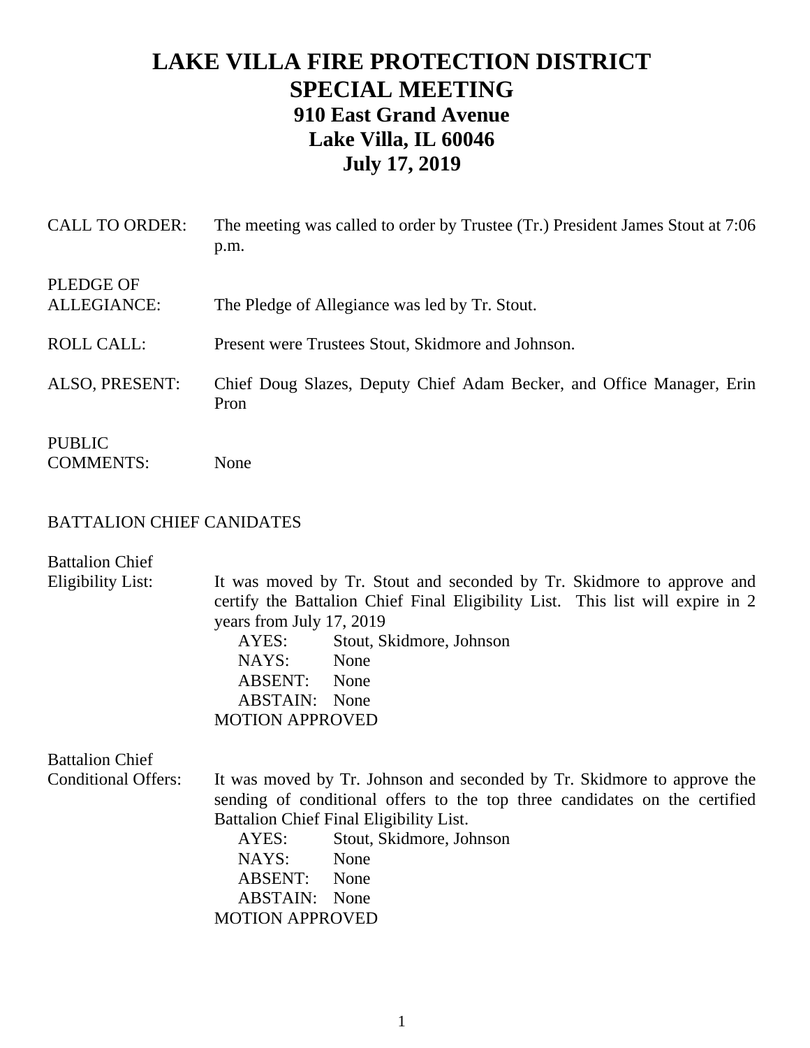# LAKE VILLA FIRE PROTECTION DISTRICT
# SPECIAL MEETING
## 910 East Grand Avenue
## Lake Villa, IL 60046
## July 17, 2019

**CALL TO ORDER:** The meeting was called to order by Trustee (Tr.) President James Stout at 7:06 p.m.

**PLEDGE OF ALLEGIANCE:** The Pledge of Allegiance was led by Tr. Stout.

**ROLL CALL:** Present were Trustees Stout, Skidmore and Johnson.

**ALSO, PRESENT:** Chief Doug Slazes, Deputy Chief Adam Becker, and Office Manager, Erin Pron

**PUBLIC COMMENTS:** None

BATTALION CHIEF CANIDATES

**Battalion Chief Eligibility List:** It was moved by Tr. Stout and seconded by Tr. Skidmore to approve and certify the Battalion Chief Final Eligibility List. This list will expire in 2 years from July 17, 2019

AYES: Stout, Skidmore, Johnson
NAYS: None
ABSENT: None
ABSTAIN: None
MOTION APPROVED

**Battalion Chief Conditional Offers:** It was moved by Tr. Johnson and seconded by Tr. Skidmore to approve the sending of conditional offers to the top three candidates on the certified Battalion Chief Final Eligibility List.

AYES: Stout, Skidmore, Johnson
NAYS: None
ABSENT: None
ABSTAIN: None
MOTION APPROVED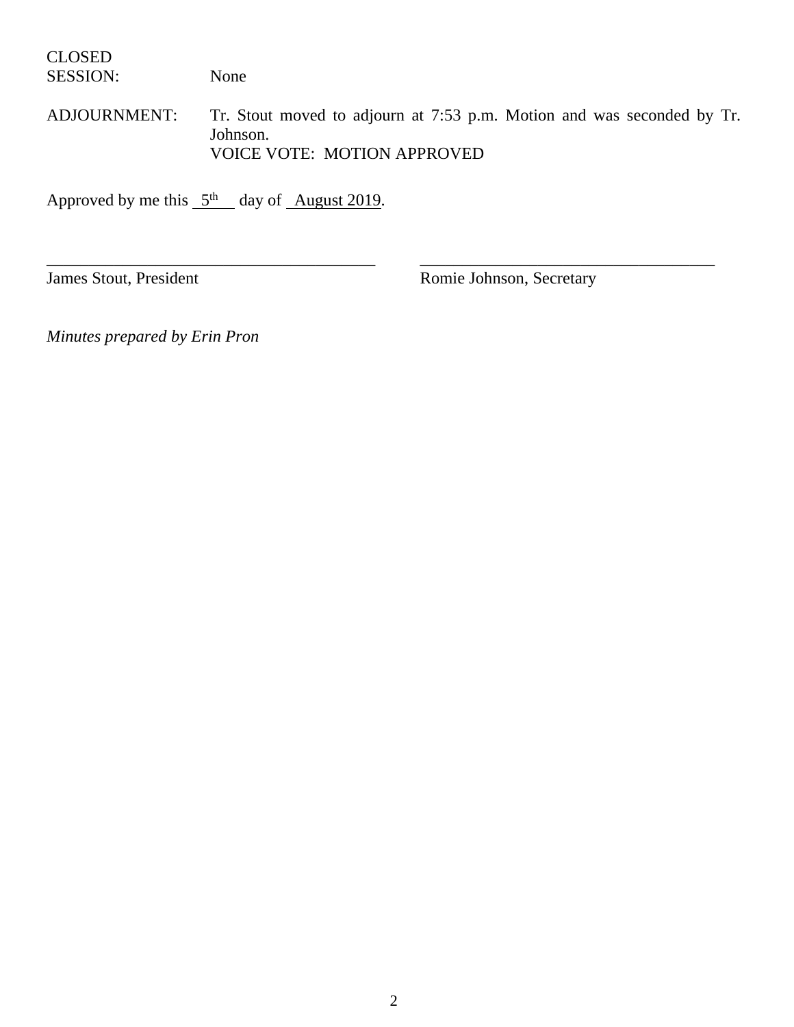CLOSED SESSION: None

ADJOURNMENT: Tr. Stout moved to adjourn at 7:53 p.m. Motion and was seconded by Tr. Johnson.
VOICE VOTE: MOTION APPROVED

Approved by me this 5th day of August 2019.

\_\_\_\_\_\_\_\_\_\_\_\_\_\_\_\_\_\_\_\_\_\_\_\_\_\_\_\_\_\_\_\_\_\_\_\_\_\_\_\_ \_\_\_\_\_\_\_\_\_\_\_\_\_\_\_\_\_\_\_\_\_\_\_\_\_\_\_\_\_\_\_\_\_\_\_\_\_\_\_\_
James Stout, President Romie Johnson, Secretary

*Minutes prepared by Erin Pron*